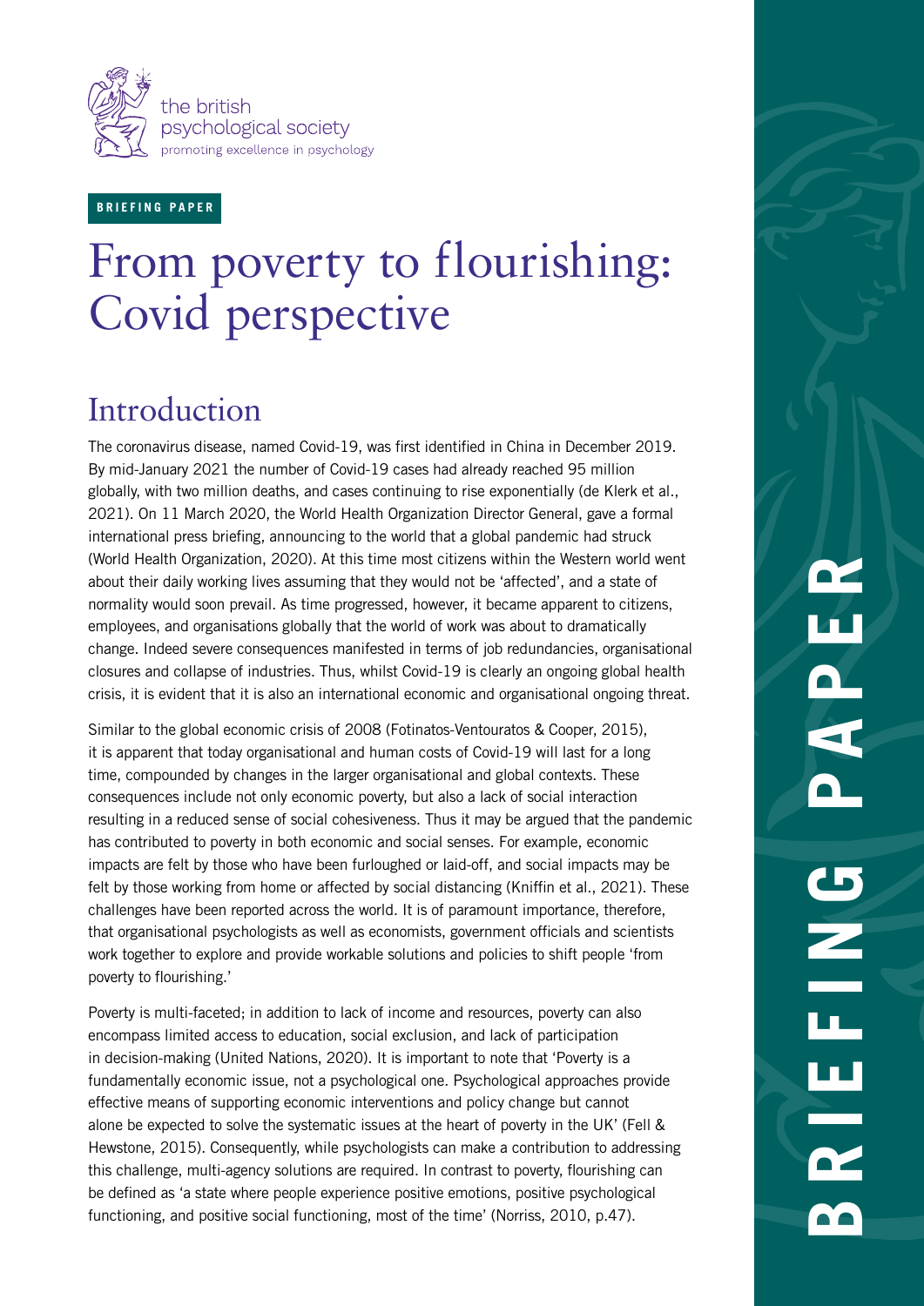BRIEFING PAPER

# From poverty to flourishing: Covid perspective

## Introduction

The coronavirus disease, named Covid-19, was first identified in China in December 2019. By mid-January 2021 the number of Covid-19 cases had already reached 95 million globally, with two million deaths, and cases continuing to rise exponentially (de Klerk et al., 2021). On 11 March 2020, the World Health Organization Director General, gave a formal international press briefing, announcing to the world that a global pandemic had struck (World Health Organization, 2020). At this time most citizens within the Western world went about their daily working lives assuming that they would not be 'affected', and a state of normality would soon prevail. As time progressed, however, it became apparent to citizens, employees, and organisations globally that the world of work was about to dramatically change. Indeed severe consequences manifested in terms of job redundancies, organisational closures and collapse of industries. Thus, whilst Covid-19 is clearly an ongoing global health crisis, it is evident that it is also an international economic and organisational ongoing threat.

Similar to the global economic crisis of 2008 (Fotinatos-Ventouratos & Cooper, 2015), it is apparent that today organisational and human costs of Covid-19 will last for a long time, compounded by changes in the larger organisational and global contexts. These consequences include not only economic poverty, but also a lack of social interaction resulting in a reduced sense of social cohesiveness. Thus it may be argued that the pandemic has contributed to poverty in both economic and social senses. For example, economic impacts are felt by those who have been furloughed or laid-off, and social impacts may be felt by those working from home or affected by social distancing (Kniffin et al., 2021). These challenges have been reported across the world. It is of paramount importance, therefore, that organisational psychologists as well as economists, government officials and scientists work together to explore and provide workable solutions and policies to shift people 'from poverty to flourishing.'

Poverty is multi-faceted; in addition to lack of income and resources, poverty can also encompass limited access to education, social exclusion, and lack of participation in decision-making (United Nations, 2020). It is important to note that 'Poverty is a fundamentally economic issue, not a psychological one. Psychological approaches provide effective means of supporting economic interventions and policy change but cannot alone be expected to solve the systematic issues at the heart of poverty in the UK' (Fell & Hewstone, 2015). Consequently, while psychologists can make a contribution to addressing this challenge, multi-agency solutions are required. In contrast to poverty, flourishing can be defined as 'a state where people experience positive emotions, positive psychological functioning, and positive social functioning, most of the time' (Norriss, 2010, p.47).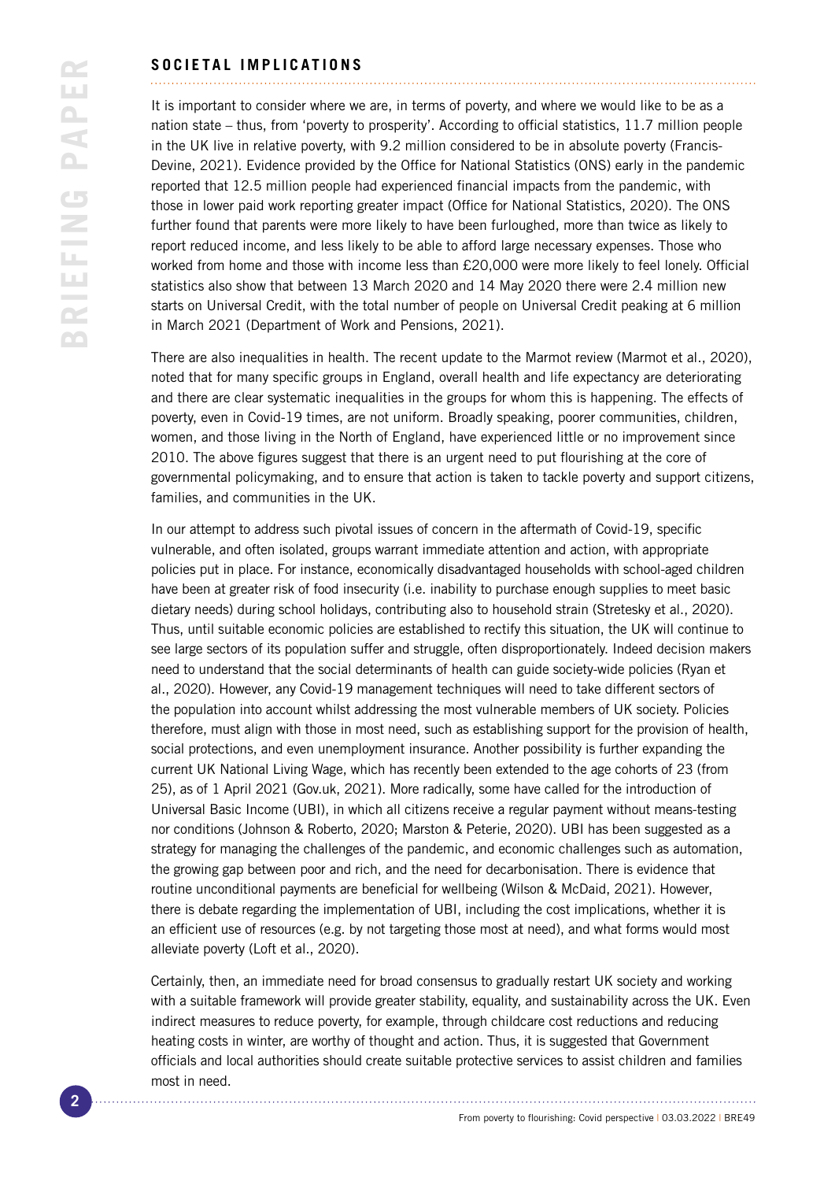## SOCIETAL IMPLICATIONS

It is important to consider where we are, in terms of poverty, and where we would like to be as a nation state – thus, from 'poverty to prosperity'. According to official statistics, 11.7 million people in the UK live in relative poverty, with 9.2 million considered to be in absolute poverty (Francis-Devine, 2021). Evidence provided by the Office for National Statistics (ONS) early in the pandemic reported that 12.5 million people had experienced financial impacts from the pandemic, with those in lower paid work reporting greater impact (Office for National Statistics, 2020). The ONS further found that parents were more likely to have been furloughed, more than twice as likely to report reduced income, and less likely to be able to afford large necessary expenses. Those who worked from home and those with income less than £20,000 were more likely to feel lonely. Official statistics also show that between 13 March 2020 and 14 May 2020 there were 2.4 million new starts on Universal Credit, with the total number of people on Universal Credit peaking at 6 million in March 2021 (Department of Work and Pensions, 2021).

There are also inequalities in health. The recent update to the Marmot review (Marmot et al., 2020), noted that for many specific groups in England, overall health and life expectancy are deteriorating and there are clear systematic inequalities in the groups for whom this is happening. The effects of poverty, even in Covid-19 times, are not uniform. Broadly speaking, poorer communities, children, women, and those living in the North of England, have experienced little or no improvement since 2010. The above figures suggest that there is an urgent need to put flourishing at the core of governmental policymaking, and to ensure that action is taken to tackle poverty and support citizens, families, and communities in the UK.

In our attempt to address such pivotal issues of concern in the aftermath of Covid-19, specific vulnerable, and often isolated, groups warrant immediate attention and action, with appropriate policies put in place. For instance, economically disadvantaged households with school-aged children have been at greater risk of food insecurity (i.e. inability to purchase enough supplies to meet basic dietary needs) during school holidays, contributing also to household strain (Stretesky et al., 2020). Thus, until suitable economic policies are established to rectify this situation, the UK will continue to see large sectors of its population suffer and struggle, often disproportionately. Indeed decision makers need to understand that the social determinants of health can guide society-wide policies (Ryan et al., 2020). However, any Covid-19 management techniques will need to take different sectors of the population into account whilst addressing the most vulnerable members of UK society. Policies therefore, must align with those in most need, such as establishing support for the provision of health, social protections, and even unemployment insurance. Another possibility is further expanding the current UK National Living Wage, which has recently been extended to the age cohorts of 23 (from 25), as of 1 April 2021 (Gov.uk, 2021). More radically, some have called for the introduction of Universal Basic Income (UBI), in which all citizens receive a regular payment without means-testing nor conditions (Johnson & Roberto, 2020; Marston & Peterie, 2020). UBI has been suggested as a strategy for managing the challenges of the pandemic, and economic challenges such as automation, the growing gap between poor and rich, and the need for decarbonisation. There is evidence that routine unconditional payments are beneficial for wellbeing (Wilson & McDaid, 2021). However, there is debate regarding the implementation of UBI, including the cost implications, whether it is an efficient use of resources (e.g. by not targeting those most at need), and what forms would most alleviate poverty (Loft et al., 2020).

Certainly, then, an immediate need for broad consensus to gradually restart UK society and working with a suitable framework will provide greater stability, equality, and sustainability across the UK. Even indirect measures to reduce poverty, for example, through childcare cost reductions and reducing heating costs in winter, are worthy of thought and action. Thus, it is suggested that Government officials and local authorities should create suitable protective services to assist children and families most in need.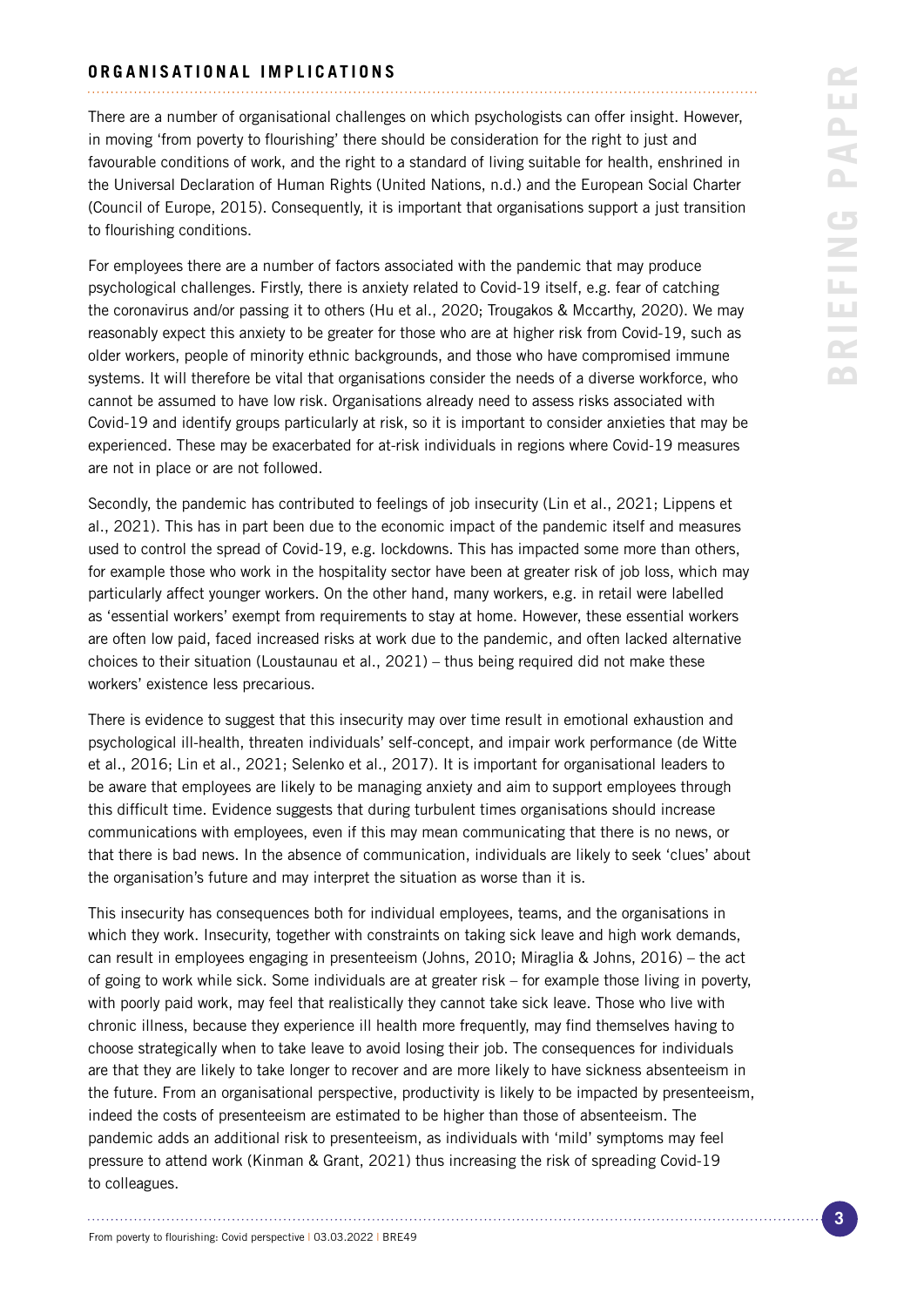## ORGANISATIONAL IMPLICATIONS

There are a number of organisational challenges on which psychologists can offer insight. However, in moving 'from poverty to flourishing' there should be consideration for the right to just and favourable conditions of work, and the right to a standard of living suitable for health, enshrined in the Universal Declaration of Human Rights (United Nations, n.d.) and the European Social Charter (Council of Europe, 2015). Consequently, it is important that organisations support a just transition to flourishing conditions.

For employees there are a number of factors associated with the pandemic that may produce psychological challenges. Firstly, there is anxiety related to Covid-19 itself, e.g. fear of catching the coronavirus and/or passing it to others (Hu et al., 2020; Trougakos & Mccarthy, 2020). We may reasonably expect this anxiety to be greater for those who are at higher risk from Covid-19, such as older workers, people of minority ethnic backgrounds, and those who have compromised immune systems. It will therefore be vital that organisations consider the needs of a diverse workforce, who cannot be assumed to have low risk. Organisations already need to assess risks associated with Covid-19 and identify groups particularly at risk, so it is important to consider anxieties that may be experienced. These may be exacerbated for at-risk individuals in regions where Covid-19 measures are not in place or are not followed.

Secondly, the pandemic has contributed to feelings of job insecurity (Lin et al., 2021; Lippens et al., 2021). This has in part been due to the economic impact of the pandemic itself and measures used to control the spread of Covid-19, e.g. lockdowns. This has impacted some more than others, for example those who work in the hospitality sector have been at greater risk of job loss, which may particularly affect younger workers. On the other hand, many workers, e.g. in retail were labelled as 'essential workers' exempt from requirements to stay at home. However, these essential workers are often low paid, faced increased risks at work due to the pandemic, and often lacked alternative choices to their situation (Loustaunau et al., 2021) – thus being required did not make these workers' existence less precarious.

There is evidence to suggest that this insecurity may over time result in emotional exhaustion and psychological ill-health, threaten individuals' self-concept, and impair work performance (de Witte et al., 2016; Lin et al., 2021; Selenko et al., 2017). It is important for organisational leaders to be aware that employees are likely to be managing anxiety and aim to support employees through this difficult time. Evidence suggests that during turbulent times organisations should increase communications with employees, even if this may mean communicating that there is no news, or that there is bad news. In the absence of communication, individuals are likely to seek 'clues' about the organisation's future and may interpret the situation as worse than it is.

This insecurity has consequences both for individual employees, teams, and the organisations in which they work. Insecurity, together with constraints on taking sick leave and high work demands, can result in employees engaging in presenteeism (Johns, 2010; Miraglia & Johns, 2016) – the act of going to work while sick. Some individuals are at greater risk – for example those living in poverty, with poorly paid work, may feel that realistically they cannot take sick leave. Those who live with chronic illness, because they experience ill health more frequently, may find themselves having to choose strategically when to take leave to avoid losing their job. The consequences for individuals are that they are likely to take longer to recover and are more likely to have sickness absenteeism in the future. From an organisational perspective, productivity is likely to be impacted by presenteeism, indeed the costs of presenteeism are estimated to be higher than those of absenteeism. The pandemic adds an additional risk to presenteeism, as individuals with 'mild' symptoms may feel pressure to attend work (Kinman & Grant, 2021) thus increasing the risk of spreading Covid-19 to colleagues.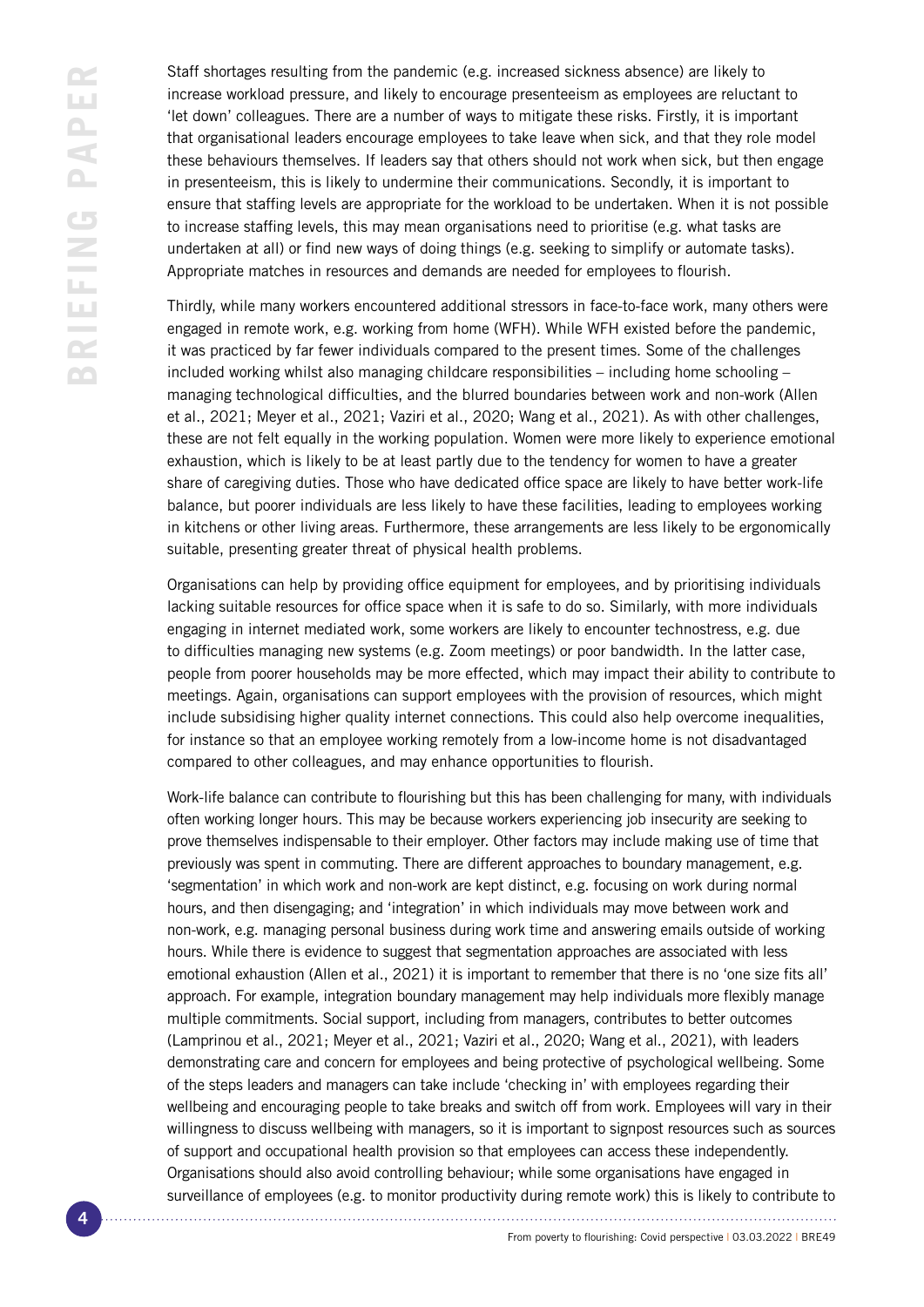Staff shortages resulting from the pandemic (e.g. increased sickness absence) are likely to increase workload pressure, and likely to encourage presenteeism as employees are reluctant to 'let down' colleagues. There are a number of ways to mitigate these risks. Firstly, it is important that organisational leaders encourage employees to take leave when sick, and that they role model these behaviours themselves. If leaders say that others should not work when sick, but then engage in presenteeism, this is likely to undermine their communications. Secondly, it is important to ensure that staffing levels are appropriate for the workload to be undertaken. When it is not possible to increase staffing levels, this may mean organisations need to prioritise (e.g. what tasks are undertaken at all) or find new ways of doing things (e.g. seeking to simplify or automate tasks). Appropriate matches in resources and demands are needed for employees to flourish.

Thirdly, while many workers encountered additional stressors in face-to-face work, many others were engaged in remote work, e.g. working from home (WFH). While WFH existed before the pandemic, it was practiced by far fewer individuals compared to the present times. Some of the challenges included working whilst also managing childcare responsibilities – including home schooling – managing technological difficulties, and the blurred boundaries between work and non-work (Allen et al., 2021; Meyer et al., 2021; Vaziri et al., 2020; Wang et al., 2021). As with other challenges, these are not felt equally in the working population. Women were more likely to experience emotional exhaustion, which is likely to be at least partly due to the tendency for women to have a greater share of caregiving duties. Those who have dedicated office space are likely to have better work-life balance, but poorer individuals are less likely to have these facilities, leading to employees working in kitchens or other living areas. Furthermore, these arrangements are less likely to be ergonomically suitable, presenting greater threat of physical health problems.

Organisations can help by providing office equipment for employees, and by prioritising individuals lacking suitable resources for office space when it is safe to do so. Similarly, with more individuals engaging in internet mediated work, some workers are likely to encounter technostress, e.g. due to difficulties managing new systems (e.g. Zoom meetings) or poor bandwidth. In the latter case, people from poorer households may be more effected, which may impact their ability to contribute to meetings. Again, organisations can support employees with the provision of resources, which might include subsidising higher quality internet connections. This could also help overcome inequalities, for instance so that an employee working remotely from a low-income home is not disadvantaged compared to other colleagues, and may enhance opportunities to flourish.

Work-life balance can contribute to flourishing but this has been challenging for many, with individuals often working longer hours. This may be because workers experiencing job insecurity are seeking to prove themselves indispensable to their employer. Other factors may include making use of time that previously was spent in commuting. There are different approaches to boundary management, e.g. 'segmentation' in which work and non-work are kept distinct, e.g. focusing on work during normal hours, and then disengaging; and 'integration' in which individuals may move between work and non-work, e.g. managing personal business during work time and answering emails outside of working hours. While there is evidence to suggest that segmentation approaches are associated with less emotional exhaustion (Allen et al., 2021) it is important to remember that there is no 'one size fits all' approach. For example, integration boundary management may help individuals more flexibly manage multiple commitments. Social support, including from managers, contributes to better outcomes (Lamprinou et al., 2021; Meyer et al., 2021; Vaziri et al., 2020; Wang et al., 2021), with leaders demonstrating care and concern for employees and being protective of psychological wellbeing. Some of the steps leaders and managers can take include 'checking in' with employees regarding their wellbeing and encouraging people to take breaks and switch off from work. Employees will vary in their willingness to discuss wellbeing with managers, so it is important to signpost resources such as sources of support and occupational health provision so that employees can access these independently. Organisations should also avoid controlling behaviour; while some organisations have engaged in surveillance of employees (e.g. to monitor productivity during remote work) this is likely to contribute to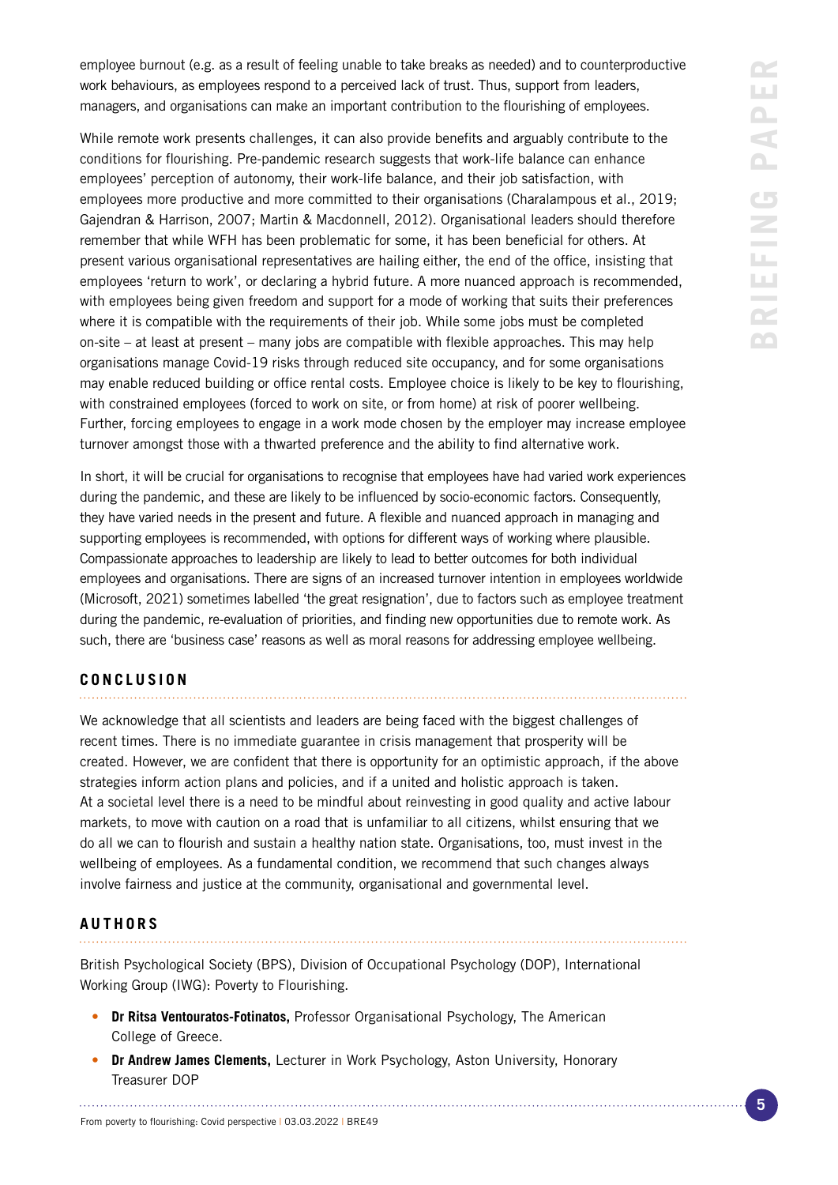employee burnout (e.g. as a result of feeling unable to take breaks as needed) and to counterproductive work behaviours, as employees respond to a perceived lack of trust. Thus, support from leaders, managers, and organisations can make an important contribution to the flourishing of employees.

While remote work presents challenges, it can also provide benefits and arguably contribute to the conditions for flourishing. Pre-pandemic research suggests that work-life balance can enhance employees' perception of autonomy, their work-life balance, and their job satisfaction, with employees more productive and more committed to their organisations (Charalampous et al., 2019; Gajendran & Harrison, 2007; Martin & Macdonnell, 2012). Organisational leaders should therefore remember that while WFH has been problematic for some, it has been beneficial for others. At present various organisational representatives are hailing either, the end of the office, insisting that employees 'return to work', or declaring a hybrid future. A more nuanced approach is recommended, with employees being given freedom and support for a mode of working that suits their preferences where it is compatible with the requirements of their job. While some jobs must be completed on-site – at least at present – many jobs are compatible with flexible approaches. This may help organisations manage Covid-19 risks through reduced site occupancy, and for some organisations may enable reduced building or office rental costs. Employee choice is likely to be key to flourishing, with constrained employees (forced to work on site, or from home) at risk of poorer wellbeing. Further, forcing employees to engage in a work mode chosen by the employer may increase employee turnover amongst those with a thwarted preference and the ability to find alternative work.

In short, it will be crucial for organisations to recognise that employees have had varied work experiences during the pandemic, and these are likely to be influenced by socio-economic factors. Consequently, they have varied needs in the present and future. A flexible and nuanced approach in managing and supporting employees is recommended, with options for different ways of working where plausible. Compassionate approaches to leadership are likely to lead to better outcomes for both individual employees and organisations. There are signs of an increased turnover intention in employees worldwide (Microsoft, 2021) sometimes labelled 'the great resignation', due to factors such as employee treatment during the pandemic, re-evaluation of priorities, and finding new opportunities due to remote work. As such, there are 'business case' reasons as well as moral reasons for addressing employee wellbeing.

## CONCLUSION

We acknowledge that all scientists and leaders are being faced with the biggest challenges of recent times. There is no immediate guarantee in crisis management that prosperity will be created. However, we are confident that there is opportunity for an optimistic approach, if the above strategies inform action plans and policies, and if a united and holistic approach is taken. At a societal level there is a need to be mindful about reinvesting in good quality and active labour markets, to move with caution on a road that is unfamiliar to all citizens, whilst ensuring that we do all we can to flourish and sustain a healthy nation state. Organisations, too, must invest in the wellbeing of employees. As a fundamental condition, we recommend that such changes always involve fairness and justice at the community, organisational and governmental level.

## AUTHORS

British Psychological Society (BPS), Division of Occupational Psychology (DOP), International Working Group (IWG): Poverty to Flourishing.

- **Dr Ritsa Ventouratos-Fotinatos,** Professor Organisational Psychology, The American College of Greece.
- **Dr Andrew James Clements,** Lecturer in Work Psychology, Aston University, Honorary Treasurer DOP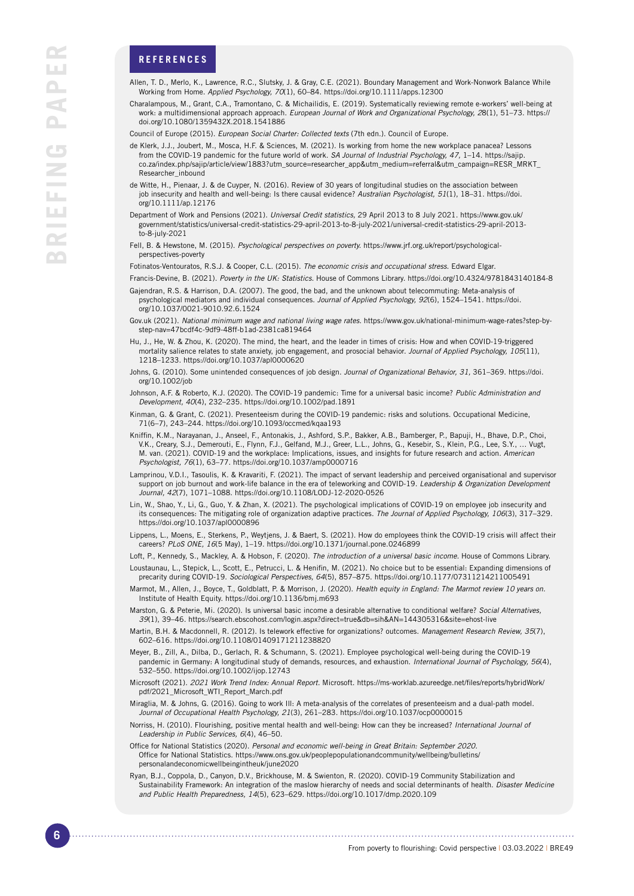## REFERENCES

Allen, T. D., Merlo, K., Lawrence, R.C., Slutsky, J. & Gray, C.E. (2021). Boundary Management and Work-Nonwork Balance While Working from Home. *Applied Psychology, 70*(1), 60–84. https://doi.org/10.1111/apps.12300

Charalampous, M., Grant, C.A., Tramontano, C. & Michailidis, E. (2019). Systematically reviewing remote e-workers' well-being at work: a multidimensional approach approach. *European Journal of Work and Organizational Psychology, 2*8(1), 51–73. https://doi.org/10.1080/1359432X.2018.1541886

Council of Europe (2015). *European Social Charter: Collected texts* (7th edn.). Council of Europe.

de Klerk, J.J., Joubert, M., Mosca, H.F. & Sciences, M. (2021). Is working from home the new workplace panacea? Lessons from the COVID-19 pandemic for the future world of work. *SA Journal of Industrial Psychology, 47*, 1–14. https://sajip.co.za/index.php/sajip/article/view/1883?utm_source=researcher_app&utm_medium=referral&utm_campaign=RESR_MRKT_Researcher_inbound

de Witte, H., Pienaar, J. & de Cuyper, N. (2016). Review of 30 years of longitudinal studies on the association between job insecurity and health and well-being: Is there causal evidence? *Australian Psychologist, 51*(1), 18–31. https://doi.org/10.1111/ap.12176

Department of Work and Pensions (2021). *Universal Credit statistics,* 29 April 2013 to 8 July 2021. https://www.gov.uk/government/statistics/universal-credit-statistics-29-april-2013-to-8-july-2021/universal-credit-statistics-29-april-2013-to-8-july-2021

Fell, B. & Hewstone, M. (2015). *Psychological perspectives on poverty.* https://www.jrf.org.uk/report/psychological-perspectives-poverty

Fotinatos-Ventouratos, R.S.J. & Cooper, C.L. (2015). *The economic crisis and occupational stress.* Edward Elgar.

Francis-Devine, B. (2021). *Poverty in the UK: Statistics.* House of Commons Library. https://doi.org/10.4324/9781843140184-8

Gajendran, R.S. & Harrison, D.A. (2007). The good, the bad, and the unknown about telecommuting: Meta-analysis of psychological mediators and individual consequences. *Journal of Applied Psychology, 92*(6), 1524–1541. https://doi.org/10.1037/0021-9010.92.6.1524

Gov.uk (2021). *National minimum wage and national living wage rates.* https://www.gov.uk/national-minimum-wage-rates?step-by-step-nav=47bcdf4c-9df9-48ff-b1ad-2381ca819464

Hu, J., He, W. & Zhou, K. (2020). The mind, the heart, and the leader in times of crisis: How and when COVID-19-triggered mortality salience relates to state anxiety, job engagement, and prosocial behavior. *Journal of Applied Psychology, 105*(11), 1218–1233. https://doi.org/10.1037/apl0000620

Johns, G. (2010). Some unintended consequences of job design. *Journal of Organizational Behavior, 31,* 361–369. https://doi.org/10.1002/job

Johnson, A.F. & Roberto, K.J. (2020). The COVID-19 pandemic: Time for a universal basic income? *Public Administration and Development, 40*(4), 232–235. https://doi.org/10.1002/pad.1891

Kinman, G. & Grant, C. (2021). Presenteeism during the COVID-19 pandemic: risks and solutions. Occupational Medicine, 71(6–7), 243–244. https://doi.org/10.1093/occmed/kqaa193

Kniffin, K.M., Narayanan, J., Anseel, F., Antonakis, J., Ashford, S.P., Bakker, A.B., Bamberger, P., Bapuji, H., Bhave, D.P., Choi, V.K., Creary, S.J., Demerouti, E., Flynn, F.J., Gelfand, M.J., Greer, L.L., Johns, G., Kesebir, S., Klein, P.G., Lee, S.Y., … Vugt, M. van. (2021). COVID-19 and the workplace: Implications, issues, and insights for future research and action. *American Psychologist, 76*(1), 63–77. https://doi.org/10.1037/amp0000716

Lamprinou, V.D.I., Tasoulis, K. & Kravariti, F. (2021). The impact of servant leadership and perceived organisational and supervisor support on job burnout and work-life balance in the era of teleworking and COVID-19. *Leadership & Organization Development Journal, 42*(7), 1071–1088. https://doi.org/10.1108/LODJ-12-2020-0526

Lin, W., Shao, Y., Li, G., Guo, Y. & Zhan, X. (2021). The psychological implications of COVID-19 on employee job insecurity and its consequences: The mitigating role of organization adaptive practices. *The Journal of Applied Psychology, 106*(3), 317–329. https://doi.org/10.1037/apl0000896

Lippens, L., Moens, E., Sterkens, P., Weytjens, J. & Baert, S. (2021). How do employees think the COVID-19 crisis will affect their careers? *PLoS ONE, 16*(5 May), 1–19. https://doi.org/10.1371/journal.pone.0246899

Loft, P., Kennedy, S., Mackley, A. & Hobson, F. (2020). *The introduction of a universal basic income.* House of Commons Library.

Loustaunau, L., Stepick, L., Scott, E., Petrucci, L. & Henifin, M. (2021). No choice but to be essential: Expanding dimensions of precarity during COVID-19. *Sociological Perspectives, 64*(5), 857–875. https://doi.org/10.1177/07311214211005491

Marmot, M., Allen, J., Boyce, T., Goldblatt, P. & Morrison, J. (2020). *Health equity in England: The Marmot review 10 years on.* Institute of Health Equity. https://doi.org/10.1136/bmj.m693

Marston, G. & Peterie, Mi. (2020). Is universal basic income a desirable alternative to conditional welfare? *Social Alternatives, 39*(1), 39–46. https://search.ebscohost.com/login.aspx?direct=true&db=sih&AN=144305316&site=ehost-live

Martin, B.H. & Macdonnell, R. (2012). Is telework effective for organizations? outcomes. *Management Research Review, 35*(7), 602–616. https://doi.org/10.1108/01409171211238820

Meyer, B., Zill, A., Dilba, D., Gerlach, R. & Schumann, S. (2021). Employee psychological well-being during the COVID-19 pandemic in Germany: A longitudinal study of demands, resources, and exhaustion. *International Journal of Psychology, 56*(4), 532–550. https://doi.org/10.1002/ijop.12743

Microsoft (2021). *2021 Work Trend Index: Annual Report.* Microsoft. https://ms-worklab.azureedge.net/files/reports/hybridWork/pdf/2021_Microsoft_WTI_Report_March.pdf

Miraglia, M. & Johns, G. (2016). Going to work III: A meta-analysis of the correlates of presenteeism and a dual-path model. *Journal of Occupational Health Psychology, 21*(3), 261–283. https://doi.org/10.1037/ocp0000015

Norriss, H. (2010). Flourishing, positive mental health and well-being: How can they be increased? *International Journal of Leadership in Public Services, 6*(4), 46–50.

Office for National Statistics (2020). *Personal and economic well-being in Great Britain: September 2020.* Office for National Statistics. https://www.ons.gov.uk/peoplepopulationandcommunity/wellbeing/bulletins/personalandeconomicwellbeingintheuk/june2020

Ryan, B.J., Coppola, D., Canyon, D.V., Brickhouse, M. & Swienton, R. (2020). COVID-19 Community Stabilization and Sustainability Framework: An integration of the maslow hierarchy of needs and social determinants of health. *Disaster Medicine and Public Health Preparedness, 14*(5), 623–629. https://doi.org/10.1017/dmp.2020.109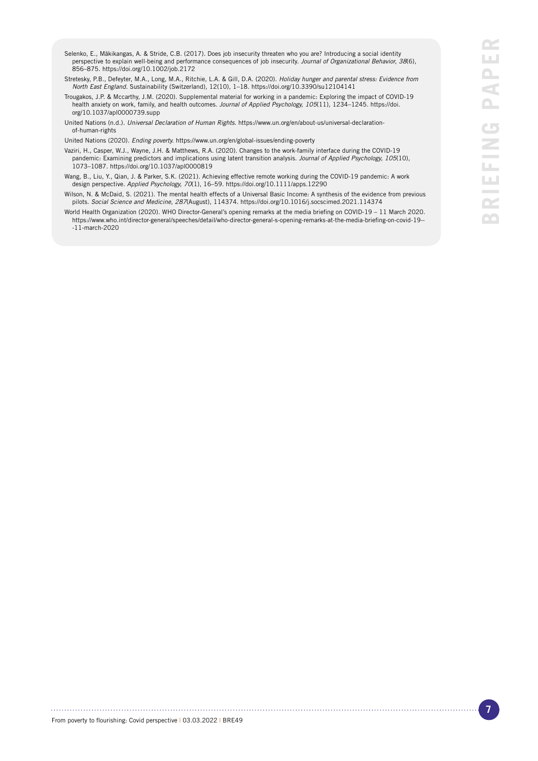Selenko, E., Mäkikangas, A. & Stride, C.B. (2017). Does job insecurity threaten who you are? Introducing a social identity perspective to explain well-being and performance consequences of job insecurity. *Journal of Organizational Behavior, 38*(6), 856–875. https://doi.org/10.1002/job.2172

Stretesky, P.B., Defeyter, M.A., Long, M.A., Ritchie, L.A. & Gill, D.A. (2020). *Holiday hunger and parental stress: Evidence from North East England*. Sustainability (Switzerland), 12(10), 1–18. https://doi.org/10.3390/su12104141

Trougakos, J.P. & Mccarthy, J.M. (2020). Supplemental material for working in a pandemic: Exploring the impact of COVID-19 health anxiety on work, family, and health outcomes. *Journal of Applied Psychology, 105*(11), 1234–1245. https://doi.org/10.1037/apl0000739.supp

United Nations (n.d.). *Universal Declaration of Human Rights*. https://www.un.org/en/about-us/universal-declaration-of-human-rights

United Nations (2020). *Ending poverty.* https://www.un.org/en/global-issues/ending-poverty

Vaziri, H., Casper, W.J., Wayne, J.H. & Matthews, R.A. (2020). Changes to the work-family interface during the COVID-19 pandemic: Examining predictors and implications using latent transition analysis. *Journal of Applied Psychology, 105*(10), 1073–1087. https://doi.org/10.1037/apl0000819

Wang, B., Liu, Y., Qian, J. & Parker, S.K. (2021). Achieving effective remote working during the COVID-19 pandemic: A work design perspective. *Applied Psychology, 70*(1), 16–59. https://doi.org/10.1111/apps.12290

Wilson, N. & McDaid, S. (2021). The mental health effects of a Universal Basic Income: A synthesis of the evidence from previous pilots. *Social Science and Medicine, 287*(August), 114374. https://doi.org/10.1016/j.socscimed.2021.114374

World Health Organization (2020). WHO Director-General's opening remarks at the media briefing on COVID-19 – 11 March 2020. https://www.who.int/director-general/speeches/detail/who-director-general-s-opening-remarks-at-the-media-briefing-on-covid-19---11-march-2020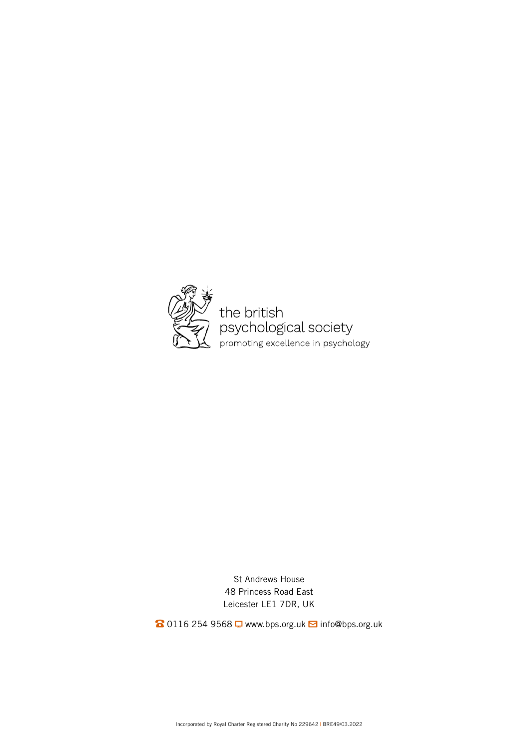the british psychological society

promoting excellence in psychology

St Andrews House
48 Princess Road East
Leicester LE1 7DR, UK

0116 254 9568 www.bps.org.uk info@bps.org.uk

Incorporated by Royal Charter Registered Charity No 229642 | BRE49/03.2022